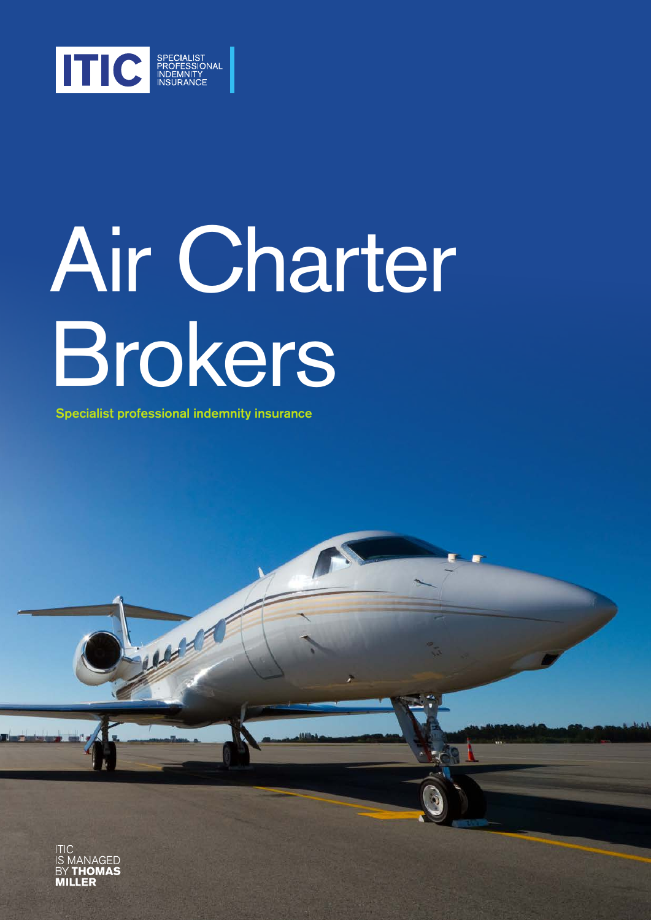ITIC

SPECIALIST PROFESSIONAL INDEMNITY INSURANCE

# Air Charter Brokers

**Specialist professional indemnity insurance**

ITIC IS MANAGED BY **THOMAS MILLER**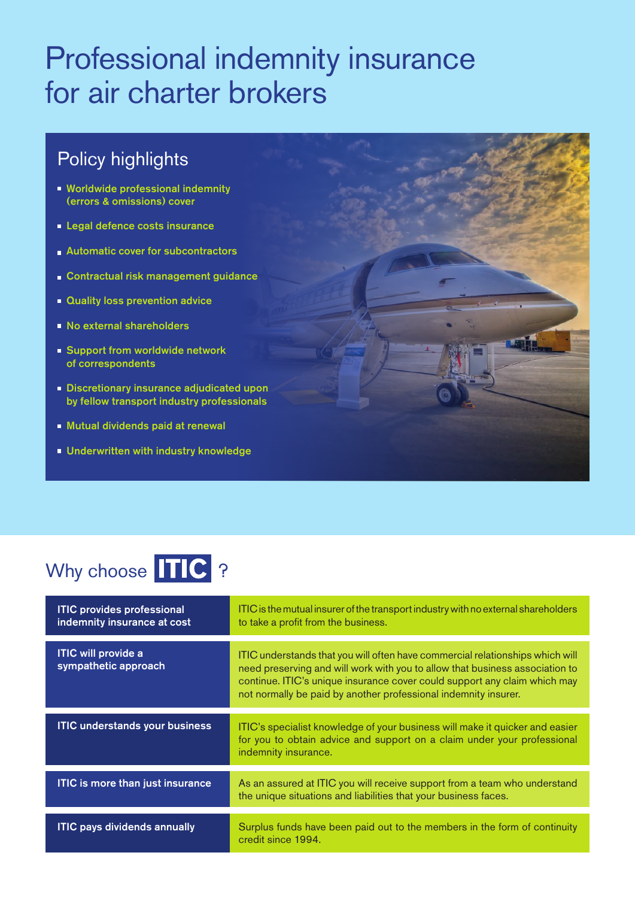# Professional indemnity insurance for air charter brokers

## Policy highlights

- Worldwide professional indemnity (errors & omissions) cover
- Legal defence costs insurance
- Automatic cover for subcontractors
- Contractual risk management guidance
- Quality loss prevention advice
- No external shareholders
- Support from worldwide network of correspondents
- Discretionary insurance adjudicated upon by fellow transport industry professionals
- Mutual dividends paid at renewal
- Underwritten with industry knowledge

## Why choose ITIC ?

| | |
|---|---|
| **ITIC provides professional indemnity insurance at cost** | ITIC is the mutual insurer of the transport industry with no external shareholders to take a profit from the business. |
| **ITIC will provide a sympathetic approach** | ITIC understands that you will often have commercial relationships which will need preserving and will work with you to allow that business association to continue. ITIC's unique insurance cover could support any claim which may not normally be paid by another professional indemnity insurer. |
| **ITIC understands your business** | ITIC's specialist knowledge of your business will make it quicker and easier for you to obtain advice and support on a claim under your professional indemnity insurance. |
| **ITIC is more than just insurance** | As an assured at ITIC you will receive support from a team who understand the unique situations and liabilities that your business faces. |
| **ITIC pays dividends annually** | Surplus funds have been paid out to the members in the form of continuity credit since 1994. |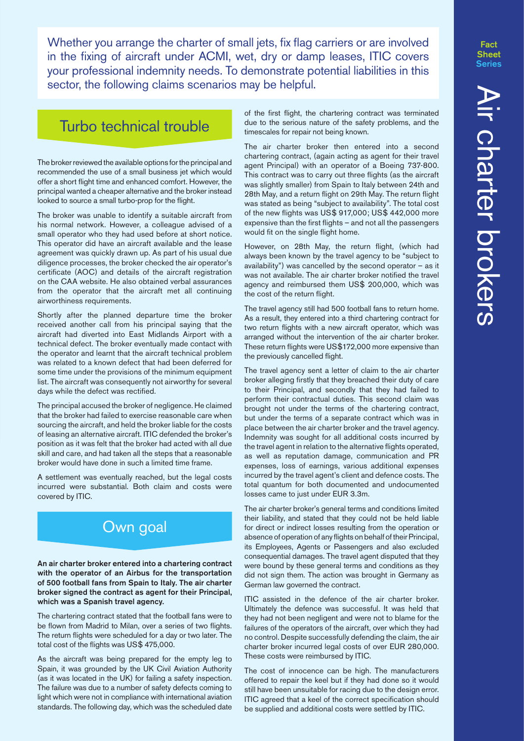Whether you arrange the charter of small jets, fix flag carriers or are involved in the fixing of aircraft under ACMI, wet, dry or damp leases, ITIC covers your professional indemnity needs. To demonstrate potential liabilities in this sector, the following claims scenarios may be helpful.

## Turbo technical trouble

The broker reviewed the available options for the principal and recommended the use of a small business jet which would offer a short flight time and enhanced comfort. However, the principal wanted a cheaper alternative and the broker instead looked to source a small turbo-prop for the flight.

The broker was unable to identify a suitable aircraft from his normal network. However, a colleague advised of a small operator who they had used before at short notice. This operator did have an aircraft available and the lease agreement was quickly drawn up. As part of his usual due diligence processes, the broker checked the air operator's certificate (AOC) and details of the aircraft registration on the CAA website. He also obtained verbal assurances from the operator that the aircraft met all continuing airworthiness requirements.

Shortly after the planned departure time the broker received another call from his principal saying that the aircraft had diverted into East Midlands Airport with a technical defect. The broker eventually made contact with the operator and learnt that the aircraft technical problem was related to a known defect that had been deferred for some time under the provisions of the minimum equipment list. The aircraft was consequently not airworthy for several days while the defect was rectified.

The principal accused the broker of negligence. He claimed that the broker had failed to exercise reasonable care when sourcing the aircraft, and held the broker liable for the costs of leasing an alternative aircraft. ITIC defended the broker's position as it was felt that the broker had acted with all due skill and care, and had taken all the steps that a reasonable broker would have done in such a limited time frame.

A settlement was eventually reached, but the legal costs incurred were substantial. Both claim and costs were covered by ITIC.

## Own goal

**An air charter broker entered into a chartering contract with the operator of an Airbus for the transportation of 500 football fans from Spain to Italy. The air charter broker signed the contract as agent for their Principal, which was a Spanish travel agency.**

The chartering contract stated that the football fans were to be flown from Madrid to Milan, over a series of two flights. The return flights were scheduled for a day or two later. The total cost of the flights was US$ 475,000.

As the aircraft was being prepared for the empty leg to Spain, it was grounded by the UK Civil Aviation Authority (as it was located in the UK) for failing a safety inspection. The failure was due to a number of safety defects coming to light which were not in compliance with international aviation standards. The following day, which was the scheduled date of the first flight, the chartering contract was terminated due to the serious nature of the safety problems, and the timescales for repair not being known.

The air charter broker then entered into a second chartering contract, (again acting as agent for their travel agent Principal) with an operator of a Boeing 737-800. This contract was to carry out three flights (as the aircraft was slightly smaller) from Spain to Italy between 24th and 28th May, and a return flight on 29th May. The return flight was stated as being "subject to availability". The total cost of the new flights was US$ 917,000; US$ 442,000 more expensive than the first flights – and not all the passengers would fit on the single flight home.

However, on 28th May, the return flight, (which had always been known by the travel agency to be "subject to availability") was cancelled by the second operator – as it was not available. The air charter broker notified the travel agency and reimbursed them US$ 200,000, which was the cost of the return flight.

The travel agency still had 500 football fans to return home. As a result, they entered into a third chartering contract for two return flights with a new aircraft operator, which was arranged without the intervention of the air charter broker. These return flights were US$172,000 more expensive than the previously cancelled flight.

The travel agency sent a letter of claim to the air charter broker alleging firstly that they breached their duty of care to their Principal, and secondly that they had failed to perform their contractual duties. This second claim was brought not under the terms of the chartering contract, but under the terms of a separate contract which was in place between the air charter broker and the travel agency. Indemnity was sought for all additional costs incurred by the travel agent in relation to the alternative flights operated, as well as reputation damage, communication and PR expenses, loss of earnings, various additional expenses incurred by the travel agent's client and defence costs. The total quantum for both documented and undocumented losses came to just under EUR 3.3m.

The air charter broker's general terms and conditions limited their liability, and stated that they could not be held liable for direct or indirect losses resulting from the operation or absence of operation of any flights on behalf of their Principal, its Employees, Agents or Passengers and also excluded consequential damages. The travel agent disputed that they were bound by these general terms and conditions as they did not sign them. The action was brought in Germany as German law governed the contract.

ITIC assisted in the defence of the air charter broker. Ultimately the defence was successful. It was held that they had not been negligent and were not to blame for the failures of the operators of the aircraft, over which they had no control. Despite successfully defending the claim, the air charter broker incurred legal costs of over EUR 280,000. These costs were reimbursed by ITIC.

The cost of innocence can be high. The manufacturers offered to repair the keel but if they had done so it would still have been unsuitable for racing due to the design error. ITIC agreed that a keel of the correct specification should be supplied and additional costs were settled by ITIC.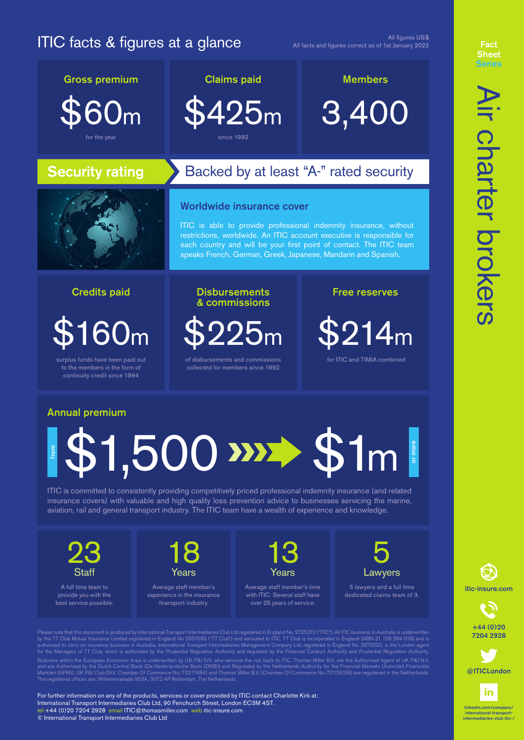# ITIC facts & figures at a glance

All figures US$
All facts and figures correct as of 1st January 2022

**Fact Sheet Series**

**Air charter brokers**

### Gross premium

$60m

for the year

### Claims paid

$425m

since 1992

### Members

3,400

## Security rating

Backed by at least “A-” rated security

### Worldwide insurance cover

ITIC is able to provide professional indemnity insurance, without restrictions, worldwide. An ITIC account executive is responsible for each country and will be your first point of contact. The ITIC team speaks French, German, Greek, Japanese, Mandarin and Spanish.

### Credits paid

$160m

surplus funds have been paid out to the members in the form of continuity credit since 1994

### Disbursements & commissions

$225m

of disbursements and commissions collected for members since 1992

### Free reserves

$214m

for ITIC and TIMIA combined

### Annual premium

from $1,500 → $1m or more

ITIC is committed to consistently providing competitively priced professional indemnity insurance (and related insurance covers) with valuable and high quality loss prevention advice to businesses servicing the marine, aviation, rail and general transport industry. The ITIC team have a wealth of experience and knowledge.

**23** Staff

A full time team to provide you with the best service possible.

**18** Years

Average staff member’s experience in the insurance /transport industry.

**13** Years

Average staff member’s time with ITIC. Several staff have over 25 years of service.

**5** Lawyers

5 lawyers and a full time dedicated claims team of 3.

Please note that this document is produced by International Transport Intermediaries Club Ltd registered in England No. 2725312 (“ITIC”). All ITIC business in Australia is underwritten by the TT Club Mutual Insurance Limited registered in England No 2657093 (“TT Club”) and reinsured to ITIC. TT Club is incorporated in England (ABN 31 129 394 618) and is authorised to carry on insurance business in Australia. International Transport Intermediaries Management Company Ltd, registered in England No. 2670020, is the London agent for the Managers of TT Club, which is authorised by the Prudential Regulation Authority and regulated by the Financial Conduct Authority and Prudential Regulation Authority.

Business within the European Economic Area is underwritten by UK P&I N.V. who reinsure the risk back to ITIC. Thomas Miller B.V. are the Authorised Agent of UK P&I N.V. and are Authorised by the Dutch Central Bank (De Nederlandsche Bank (DNB)) and Regulated by the Netherlands Authority for the Financial Markets (Autoriteit Financiële Markten (AFM)). UK P&I Club (N.V. Chamber Of Commerce No.:73217484) and Thomas Miller B.V. (Chamber Of Commerce No.:72109106) are registered in the Netherlands. The registered offices are: Wilhelminakade 953A, 3072 AP Rotterdam, The Netherlands.

For further information on any of the products, services or cover provided by ITIC contact Charlotte Kirk at:
International Transport Intermediaries Club Ltd, 90 Fenchurch Street, London EC3M 4ST.
tel +44 (0)20 7204 2928 email ITIC@thomasmiller.com web itic-insure.com
© International Transport Intermediaries Club Ltd

itic-insure.com

+44 (0)20 7204 2928

@ITICLondon

linkedin.com/company/international-transport-intermediaries-club-itic-/